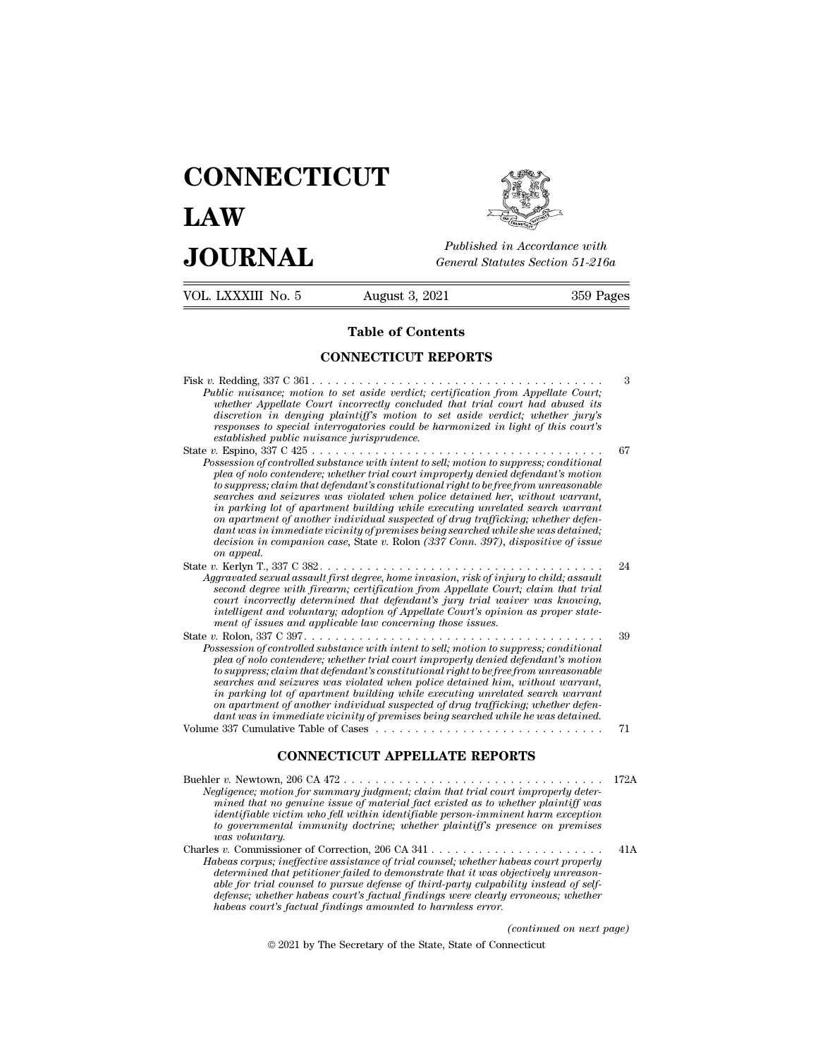# CONNECTICUT LAW JOURNAL

*Published in Accordance with General Statutes Section 51-216a*

VOL. LXXXIII No. 5 | August 3, 2021 | 359 Pages

## Table of Contents

### CONNECTICUT REPORTS

Fisk *v.* Redding, 337 C 361 . . . . . . . . . . . . . . . . . . . . . . . . . . . . . . . . . . . . . 3
*Public nuisance; motion to set aside verdict; certification from Appellate Court; whether Appellate Court incorrectly concluded that trial court had abused its discretion in denying plaintiff's motion to set aside verdict; whether jury's responses to special interrogatories could be harmonized in light of this court's established public nuisance jurisprudence.*

State *v.* Espino, 337 C 425 . . . . . . . . . . . . . . . . . . . . . . . . . . . . . . . . . . . . 67
*Possession of controlled substance with intent to sell; motion to suppress; conditional plea of nolo contendere; whether trial court improperly denied defendant's motion to suppress; claim that defendant's constitutional right to be free from unreasonable searches and seizures was violated when police detained her, without warrant, in parking lot of apartment building while executing unrelated search warrant on apartment of another individual suspected of drug trafficking; whether defendant was in immediate vicinity of premises being searched while she was detained; decision in companion case,* State v. Rolon *(337 Conn. 397), dispositive of issue on appeal.*

State *v.* Kerlyn T., 337 C 382 . . . . . . . . . . . . . . . . . . . . . . . . . . . . . . . . . . . 24
*Aggravated sexual assault first degree, home invasion, risk of injury to child; assault second degree with firearm; certification from Appellate Court; claim that trial court incorrectly determined that defendant's jury trial waiver was knowing, intelligent and voluntary; adoption of Appellate Court's opinion as proper statement of issues and applicable law concerning those issues.*

State *v.* Rolon, 337 C 397 . . . . . . . . . . . . . . . . . . . . . . . . . . . . . . . . . . . . . 39
*Possession of controlled substance with intent to sell; motion to suppress; conditional plea of nolo contendere; whether trial court improperly denied defendant's motion to suppress; claim that defendant's constitutional right to be free from unreasonable searches and seizures was violated when police detained him, without warrant, in parking lot of apartment building while executing unrelated search warrant on apartment of another individual suspected of drug trafficking; whether defendant was in immediate vicinity of premises being searched while he was detained.*

Volume 337 Cumulative Table of Cases . . . . . . . . . . . . . . . . . . . . . . . . . . . . . 71

### CONNECTICUT APPELLATE REPORTS

Buehler *v.* Newtown, 206 CA 472 . . . . . . . . . . . . . . . . . . . . . . . . . . . . . . . . . 172A
*Negligence; motion for summary judgment; claim that trial court improperly determined that no genuine issue of material fact existed as to whether plaintiff was identifiable victim who fell within identifiable person-imminent harm exception to governmental immunity doctrine; whether plaintiff's presence on premises was voluntary.*

Charles *v.* Commissioner of Correction, 206 CA 341 . . . . . . . . . . . . . . . . . . . . . . 41A
*Habeas corpus; ineffective assistance of trial counsel; whether habeas court properly determined that petitioner failed to demonstrate that it was objectively unreasonable for trial counsel to pursue defense of third-party culpability instead of self-defense; whether habeas court's factual findings were clearly erroneous; whether habeas court's factual findings amounted to harmless error.*

*(continued on next page)*

© 2021 by The Secretary of the State, State of Connecticut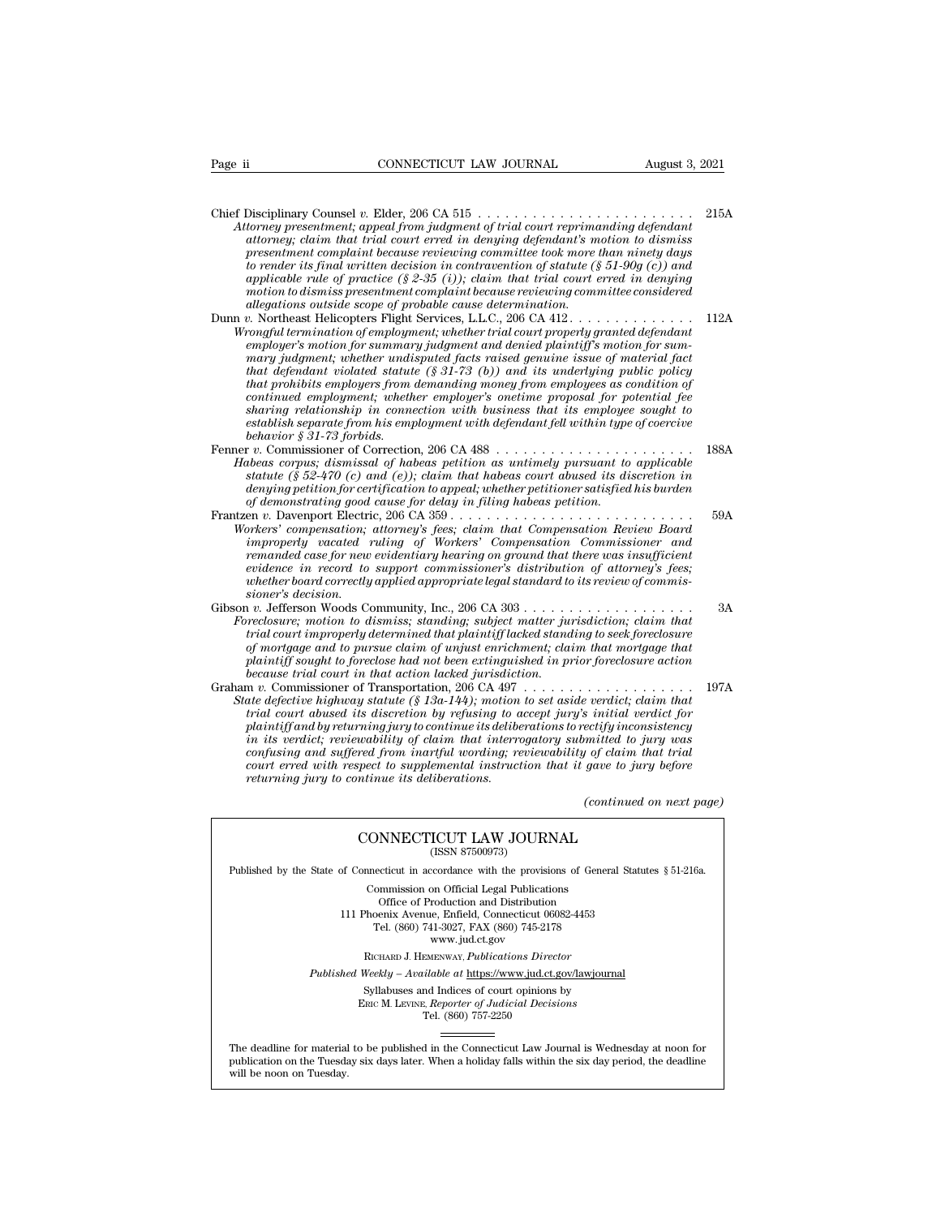Chief Disciplinary Counsel *v.* Elder, 206 CA 515 . . . . . . . . . . . . . . . . . . . . . . . . 215A
*Attorney presentment; appeal from judgment of trial court reprimanding defendant attorney; claim that trial court erred in denying defendant's motion to dismiss presentment complaint because reviewing committee took more than ninety days to render its final written decision in contravention of statute (§ 51-90g (c)) and applicable rule of practice (§ 2-35 (i)); claim that trial court erred in denying motion to dismiss presentment complaint because reviewing committee considered allegations outside scope of probable cause determination.*

Dunn *v.* Northeast Helicopters Flight Services, L.L.C., 206 CA 412 . . . . . . . . . . . . . . 112A
*Wrongful termination of employment; whether trial court properly granted defendant employer's motion for summary judgment and denied plaintiff's motion for summary judgment; whether undisputed facts raised genuine issue of material fact that defendant violated statute (§ 31-73 (b)) and its underlying public policy that prohibits employers from demanding money from employees as condition of continued employment; whether employer's onetime proposal for potential fee sharing relationship in connection with business that its employee sought to establish separate from his employment with defendant fell within type of coercive behavior § 31-73 forbids.*

Fenner *v.* Commissioner of Correction, 206 CA 488 . . . . . . . . . . . . . . . . . . . . . . 188A
*Habeas corpus; dismissal of habeas petition as untimely pursuant to applicable statute (§ 52-470 (c) and (e)); claim that habeas court abused its discretion in denying petition for certification to appeal; whether petitioner satisfied his burden of demonstrating good cause for delay in filing habeas petition.*

Frantzen *v.* Davenport Electric, 206 CA 359 . . . . . . . . . . . . . . . . . . . . . . . . . . . 59A
*Workers' compensation; attorney's fees; claim that Compensation Review Board improperly vacated ruling of Workers' Compensation Commissioner and remanded case for new evidentiary hearing on ground that there was insufficient evidence in record to support commissioner's distribution of attorney's fees; whether board correctly applied appropriate legal standard to its review of commissioner's decision.*

Gibson *v.* Jefferson Woods Community, Inc., 206 CA 303 . . . . . . . . . . . . . . . . . . . 3A
*Foreclosure; motion to dismiss; standing; subject matter jurisdiction; claim that trial court improperly determined that plaintiff lacked standing to seek foreclosure of mortgage and to pursue claim of unjust enrichment; claim that mortgage that plaintiff sought to foreclose had not been extinguished in prior foreclosure action because trial court in that action lacked jurisdiction.*

Graham *v.* Commissioner of Transportation, 206 CA 497 . . . . . . . . . . . . . . . . . . . 197A
*State defective highway statute (§ 13a-144); motion to set aside verdict; claim that trial court abused its discretion by refusing to accept jury's initial verdict for plaintiff and by returning jury to continue its deliberations to rectify inconsistency in its verdict; reviewability of claim that interrogatory submitted to jury was confusing and suffered from inartful wording; reviewability of claim that trial court erred with respect to supplemental instruction that it gave to jury before returning jury to continue its deliberations.*

*(continued on next page)*

---

CONNECTICUT LAW JOURNAL
(ISSN 87500973)

Published by the State of Connecticut in accordance with the provisions of General Statutes § 51-216a.

Commission on Official Legal Publications
Office of Production and Distribution
111 Phoenix Avenue, Enfield, Connecticut 06082-4453
Tel. (860) 741-3027, FAX (860) 745-2178
www.jud.ct.gov

RICHARD J. HEMENWAY, *Publications Director*

*Published Weekly – Available at* https://www.jud.ct.gov/lawjournal

Syllabuses and Indices of court opinions by
ERIC M. LEVINE, *Reporter of Judicial Decisions*
Tel. (860) 757-2250

The deadline for material to be published in the Connecticut Law Journal is Wednesday at noon for publication on the Tuesday six days later. When a holiday falls within the six day period, the deadline will be noon on Tuesday.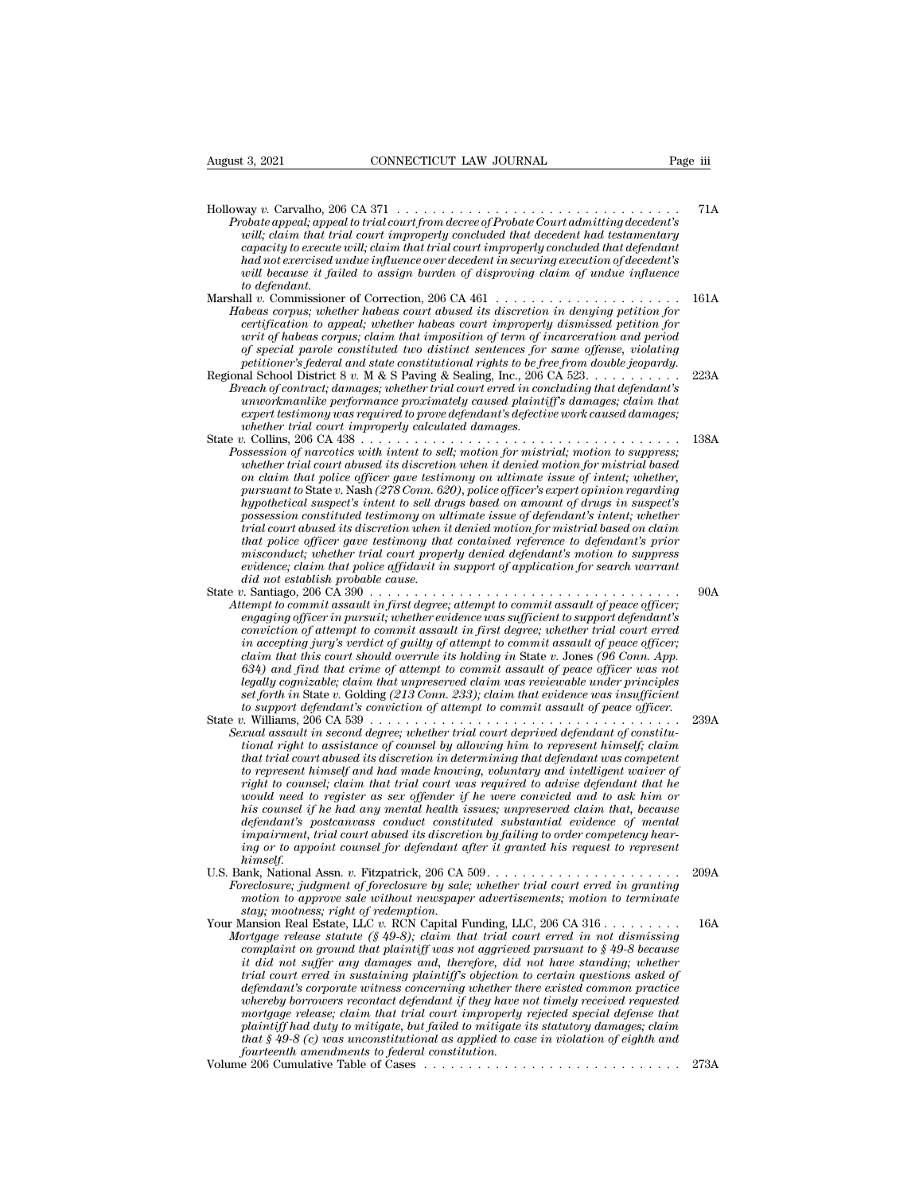Holloway *v.* Carvalho, 206 CA 371 . . . . . . . . . . . . . . . . . . . . . . . . . . . . . . . . . 71A

*Probate appeal; appeal to trial court from decree of Probate Court admitting decedent's will; claim that trial court improperly concluded that decedent had testamentary capacity to execute will; claim that trial court improperly concluded that defendant had not exercised undue influence over decedent in securing execution of decedent's will because it failed to assign burden of disproving claim of undue influence to defendant.*

Marshall *v.* Commissioner of Correction, 206 CA 461 . . . . . . . . . . . . . . . . . . . . . 161A

*Habeas corpus; whether habeas court abused its discretion in denying petition for certification to appeal; whether habeas court improperly dismissed petition for writ of habeas corpus; claim that imposition of term of incarceration and period of special parole constituted two distinct sentences for same offense, violating petitioner's federal and state constitutional rights to be free from double jeopardy.*

Regional School District 8 *v.* M & S Paving & Sealing, Inc., 206 CA 523. . . . . . . . . . . 223A

*Breach of contract; damages; whether trial court erred in concluding that defendant's unworkmanlike performance proximately caused plaintiff's damages; claim that expert testimony was required to prove defendant's defective work caused damages; whether trial court improperly calculated damages.*

State *v.* Collins, 206 CA 438 . . . . . . . . . . . . . . . . . . . . . . . . . . . . . . . . . . . 138A

*Possession of narcotics with intent to sell; motion for mistrial; motion to suppress; whether trial court abused its discretion when it denied motion for mistrial based on claim that police officer gave testimony on ultimate issue of intent; whether, pursuant to* State *v.* Nash *(278 Conn. 620), police officer's expert opinion regarding hypothetical suspect's intent to sell drugs based on amount of drugs in suspect's possession constituted testimony on ultimate issue of defendant's intent; whether trial court abused its discretion when it denied motion for mistrial based on claim that police officer gave testimony that contained reference to defendant's prior misconduct; whether trial court properly denied defendant's motion to suppress evidence; claim that police affidavit in support of application for search warrant did not establish probable cause.*

State *v.* Santiago, 206 CA 390 . . . . . . . . . . . . . . . . . . . . . . . . . . . . . . . . . . . 90A

*Attempt to commit assault in first degree; attempt to commit assault of peace officer; engaging officer in pursuit; whether evidence was sufficient to support defendant's conviction of attempt to commit assault in first degree; whether trial court erred in accepting jury's verdict of guilty of attempt to commit assault of peace officer; claim that this court should overrule its holding in* State *v.* Jones *(96 Conn. App. 634) and find that crime of attempt to commit assault of peace officer was not legally cognizable; claim that unpreserved claim was reviewable under principles set forth in* State *v.* Golding *(213 Conn. 233); claim that evidence was insufficient to support defendant's conviction of attempt to commit assault of peace officer.*

State *v.* Williams, 206 CA 539 . . . . . . . . . . . . . . . . . . . . . . . . . . . . . . . . . . . 239A

*Sexual assault in second degree; whether trial court deprived defendant of constitutional right to assistance of counsel by allowing him to represent himself; claim that trial court abused its discretion in determining that defendant was competent to represent himself and had made knowing, voluntary and intelligent waiver of right to counsel; claim that trial court was required to advise defendant that he would need to register as sex offender if he were convicted and to ask him or his counsel if he had any mental health issues; unpreserved claim that, because defendant's postcanvass conduct constituted substantial evidence of mental impairment, trial court abused its discretion by failing to order competency hearing or to appoint counsel for defendant after it granted his request to represent himself.*

U.S. Bank, National Assn. *v.* Fitzpatrick, 206 CA 509. . . . . . . . . . . . . . . . . . . . . . 209A

*Foreclosure; judgment of foreclosure by sale; whether trial court erred in granting motion to approve sale without newspaper advertisements; motion to terminate stay; mootness; right of redemption.*

Your Mansion Real Estate, LLC *v.* RCN Capital Funding, LLC, 206 CA 316 . . . . . . . . . 16A

*Mortgage release statute (§ 49-8); claim that trial court erred in not dismissing complaint on ground that plaintiff was not aggrieved pursuant to § 49-8 because it did not suffer any damages and, therefore, did not have standing; whether trial court erred in sustaining plaintiff's objection to certain questions asked of defendant's corporate witness concerning whether there existed common practice whereby borrowers recontact defendant if they have not timely received requested mortgage release; claim that trial court improperly rejected special defense that plaintiff had duty to mitigate, but failed to mitigate its statutory damages; claim that § 49-8 (c) was unconstitutional as applied to case in violation of eighth and fourteenth amendments to federal constitution.*

Volume 206 Cumulative Table of Cases . . . . . . . . . . . . . . . . . . . . . . . . . . . . 273A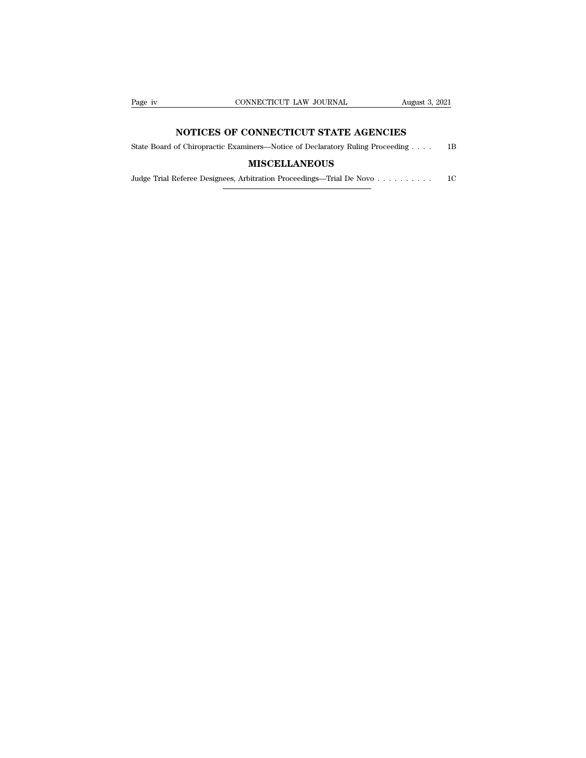## NOTICES OF CONNECTICUT STATE AGENCIES

State Board of Chiropractic Examiners—Notice of Declaratory Ruling Proceeding . . . . 1B

## MISCELLANEOUS

Judge Trial Referee Designees, Arbitration Proceedings—Trial De Novo . . . . . . . . . . 1C